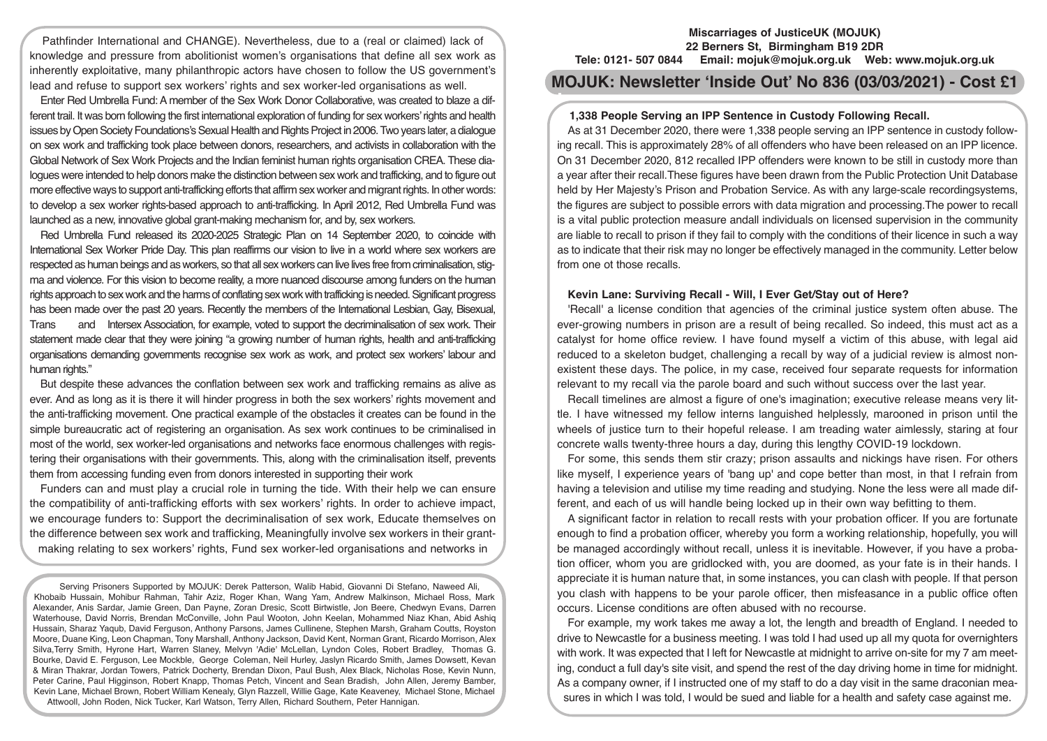Pathfinder International and CHANGE). Nevertheless, due to a (real or claimed) lack of knowledge and pressure from abolitionist women's organisations that define all sex work as inherently exploitative, many philanthropic actors have chosen to follow the US government's lead and refuse to support sex workers' rights and sex worker-led organisations as well.

Enter Red Umbrella Fund: A member of the Sex Work Donor Collaborative, was created to blaze a different trail. It was born following the first international exploration of funding for sex workers' rights and health issues by Open Society Foundations's Sexual Health and Rights Project in 2006. Two years later, a dialogue on sex work and trafficking took place between donors, researchers, and activists in collaboration with the Global Network of Sex Work Projects and the Indian feminist human rights organisation CREA. These dialogues were intended to help donors make the distinction between sex work and trafficking, and to figure out more effective ways to support anti-trafficking efforts that affirm sex worker and migrant rights. In other words: to develop a sex worker rights-based approach to anti-trafficking. In April 2012, Red Umbrella Fund was launched as a new, innovative global grant-making mechanism for, and by, sex workers.

Red Umbrella Fund released its 2020-2025 Strategic Plan on 14 September 2020, to coincide with International Sex Worker Pride Day. This plan reaffirms our vision to live in a world where sex workers are respected as human beings and as workers, so that all sex workers can live lives free from criminalisation, stigma and violence. For this vision to become reality, a more nuanced discourse among funders on the human rights approach to sex work and the harms of conflating sex work with trafficking is needed. Significant progress has been made over the past 20 years. Recently the members of the International Lesbian, Gay, Bisexual, Trans and Intersex Association, for example, voted to support the decriminalisation of sex work. Their statement made clear that they were joining "a growing number of human rights, health and anti-trafficking organisations demanding governments recognise sex work as work, and protect sex workers' labour and human rights."

But despite these advances the conflation between sex work and trafficking remains as alive as ever. And as long as it is there it will hinder progress in both the sex workers' rights movement and the anti-trafficking movement. One practical example of the obstacles it creates can be found in the simple bureaucratic act of registering an organisation. As sex work continues to be criminalised in most of the world, sex worker-led organisations and networks face enormous challenges with registering their organisations with their governments. This, along with the criminalisation itself, prevents them from accessing funding even from donors interested in supporting their work

Funders can and must play a crucial role in turning the tide. With their help we can ensure the compatibility of anti-trafficking efforts with sex workers' rights. In order to achieve impact, we encourage funders to: Support the decriminalisation of sex work, Educate themselves on the difference between sex work and trafficking, Meaningfully involve sex workers in their grant-making relating to sex workers' rights, Fund sex worker-led organisations and networks in

Serving Prisoners Supported by MOJUK: Derek Patterson, Walib Habid, Giovanni Di Stefano, Naweed Ali, Khobaib Hussain, Mohibur Rahman, Tahir Aziz, Roger Khan, Wang Yam, Andrew Malkinson, Michael Ross, Mark Alexander, Anis Sardar, Jamie Green, Dan Payne, Zoran Dresic, Scott Birtwistle, Jon Beere, Chedwyn Evans, Darren Waterhouse, David Norris, Brendan McConville, John Paul Wooton, John Keelan, Mohammed Niaz Khan, Abid Ashiq Hussain, Sharaz Yaqub, David Ferguson, Anthony Parsons, James Cullinene, Stephen Marsh, Graham Coutts, Royston Moore, Duane King, Leon Chapman, Tony Marshall, Anthony Jackson, David Kent, Norman Grant, Ricardo Morrison, Alex Silva,Terry Smith, Hyrone Hart, Warren Slaney, Melvyn 'Adie' McLellan, Lyndon Coles, Robert Bradley, Thomas G. Bourke, David E. Ferguson, Lee Mockble, George Coleman, Neil Hurley, Jaslyn Ricardo Smith, James Dowsett, Kevan & Miran Thakrar, Jordan Towers, Patrick Docherty, Brendan Dixon, Paul Bush, Alex Black, Nicholas Rose, Kevin Nunn, Peter Carine, Paul Higginson, Robert Knapp, Thomas Petch, Vincent and Sean Bradish, John Allen, Jeremy Bamber, Kevin Lane, Michael Brown, Robert William Kenealy, Glyn Razzell, Willie Gage, Kate Keaveney, Michael Stone, Michael Attwooll, John Roden, Nick Tucker, Karl Watson, Terry Allen, Richard Southern, Peter Hannigan.

**Miscarriages of JusticeUK (MOJUK)**
**22 Berners St, Birmingham B19 2DR**
**Tele: 0121- 507 0844 Email: mojuk@mojuk.org.uk Web: www.mojuk.org.uk**

# MOJUK: Newsletter 'Inside Out' No 836 (03/03/2021) - Cost £1

## 1,338 People Serving an IPP Sentence in Custody Following Recall.

As at 31 December 2020, there were 1,338 people serving an IPP sentence in custody following recall. This is approximately 28% of all offenders who have been released on an IPP licence. On 31 December 2020, 812 recalled IPP offenders were known to be still in custody more than a year after their recall.These figures have been drawn from the Public Protection Unit Database held by Her Majesty's Prison and Probation Service. As with any large-scale recordingsystems, the figures are subject to possible errors with data migration and processing.The power to recall is a vital public protection measure andall individuals on licensed supervision in the community are liable to recall to prison if they fail to comply with the conditions of their licence in such a way as to indicate that their risk may no longer be effectively managed in the community. Letter below from one ot those recalls.

## Kevin Lane: Surviving Recall - Will, I Ever Get/Stay out of Here?

'Recall' a license condition that agencies of the criminal justice system often abuse. The ever-growing numbers in prison are a result of being recalled. So indeed, this must act as a catalyst for home office review. I have found myself a victim of this abuse, with legal aid reduced to a skeleton budget, challenging a recall by way of a judicial review is almost non-existent these days. The police, in my case, received four separate requests for information relevant to my recall via the parole board and such without success over the last year.

Recall timelines are almost a figure of one's imagination; executive release means very little. I have witnessed my fellow interns languished helplessly, marooned in prison until the wheels of justice turn to their hopeful release. I am treading water aimlessly, staring at four concrete walls twenty-three hours a day, during this lengthy COVID-19 lockdown.

For some, this sends them stir crazy; prison assaults and nickings have risen. For others like myself, I experience years of 'bang up' and cope better than most, in that I refrain from having a television and utilise my time reading and studying. None the less were all made different, and each of us will handle being locked up in their own way befitting to them.

A significant factor in relation to recall rests with your probation officer. If you are fortunate enough to find a probation officer, whereby you form a working relationship, hopefully, you will be managed accordingly without recall, unless it is inevitable. However, if you have a probation officer, whom you are gridlocked with, you are doomed, as your fate is in their hands. I appreciate it is human nature that, in some instances, you can clash with people. If that person you clash with happens to be your parole officer, then misfeasance in a public office often occurs. License conditions are often abused with no recourse.

For example, my work takes me away a lot, the length and breadth of England. I needed to drive to Newcastle for a business meeting. I was told I had used up all my quota for overnighters with work. It was expected that I left for Newcastle at midnight to arrive on-site for my 7 am meeting, conduct a full day's site visit, and spend the rest of the day driving home in time for midnight. As a company owner, if I instructed one of my staff to do a day visit in the same draconian measures in which I was told, I would be sued and liable for a health and safety case against me.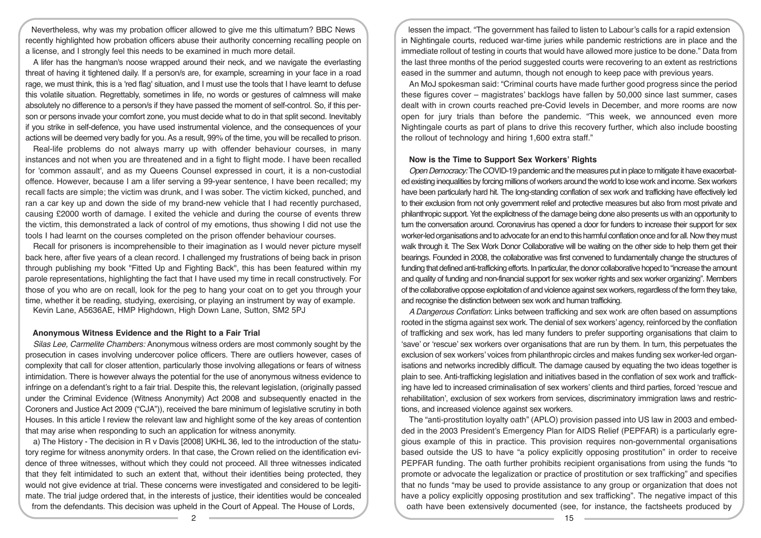Nevertheless, why was my probation officer allowed to give me this ultimatum? BBC News recently highlighted how probation officers abuse their authority concerning recalling people on a license, and I strongly feel this needs to be examined in much more detail.

A lifer has the hangman's noose wrapped around their neck, and we navigate the everlasting threat of having it tightened daily. If a person/s are, for example, screaming in your face in a road rage, we must think, this is a 'red flag' situation, and I must use the tools that I have learnt to defuse this volatile situation. Regrettably, sometimes in life, no words or gestures of calmness will make absolutely no difference to a person/s if they have passed the moment of self-control. So, if this person or persons invade your comfort zone, you must decide what to do in that split second. Inevitably if you strike in self-defence, you have used instrumental violence, and the consequences of your actions will be deemed very badly for you. As a result, 99% of the time, you will be recalled to prison.

Real-life problems do not always marry up with offender behaviour courses, in many instances and not when you are threatened and in a fight to flight mode. I have been recalled for 'common assault', and as my Queens Counsel expressed in court, it is a non-custodial offence. However, because I am a lifer serving a 99-year sentence, I have been recalled; my recall facts are simple; the victim was drunk, and I was sober. The victim kicked, punched, and ran a car key up and down the side of my brand-new vehicle that I had recently purchased, causing £2000 worth of damage. I exited the vehicle and during the course of events threw the victim, this demonstrated a lack of control of my emotions, thus showing I did not use the tools I had learnt on the courses completed on the prison offender behaviour courses.

Recall for prisoners is incomprehensible to their imagination as I would never picture myself back here, after five years of a clean record. I challenged my frustrations of being back in prison through publishing my book "Fitted Up and Fighting Back", this has been featured within my parole representations, highlighting the fact that I have used my time in recall constructively. For those of you who are on recall, look for the peg to hang your coat on to get you through your time, whether it be reading, studying, exercising, or playing an instrument by way of example.

Kevin Lane, A5636AE, HMP Highdown, High Down Lane, Sutton, SM2 5PJ

### Anonymous Witness Evidence and the Right to a Fair Trial

*Silas Lee, Carmelite Chambers:* Anonymous witness orders are most commonly sought by the prosecution in cases involving undercover police officers. There are outliers however, cases of complexity that call for closer attention, particularly those involving allegations or fears of witness intimidation. There is however always the potential for the use of anonymous witness evidence to infringe on a defendant's right to a fair trial. Despite this, the relevant legislation, (originally passed under the Criminal Evidence (Witness Anonymity) Act 2008 and subsequently enacted in the Coroners and Justice Act 2009 ("CJA")), received the bare minimum of legislative scrutiny in both Houses. In this article I review the relevant law and highlight some of the key areas of contention that may arise when responding to such an application for witness anonymity.

a) The History - The decision in R v Davis [2008] UKHL 36, led to the introduction of the statutory regime for witness anonymity orders. In that case, the Crown relied on the identification evidence of three witnesses, without which they could not proceed. All three witnesses indicated that they felt intimidated to such an extent that, without their identities being protected, they would not give evidence at trial. These concerns were investigated and considered to be legitimate. The trial judge ordered that, in the interests of justice, their identities would be concealed from the defendants. This decision was upheld in the Court of Appeal. The House of Lords,

lessen the impact. "The government has failed to listen to Labour's calls for a rapid extension in Nightingale courts, reduced war-time juries while pandemic restrictions are in place and the immediate rollout of testing in courts that would have allowed more justice to be done." Data from the last three months of the period suggested courts were recovering to an extent as restrictions eased in the summer and autumn, though not enough to keep pace with previous years.

An MoJ spokesman said: "Criminal courts have made further good progress since the period these figures cover – magistrates' backlogs have fallen by 50,000 since last summer, cases dealt with in crown courts reached pre-Covid levels in December, and more rooms are now open for jury trials than before the pandemic. "This week, we announced even more Nightingale courts as part of plans to drive this recovery further, which also include boosting the rollout of technology and hiring 1,600 extra staff."

### Now is the Time to Support Sex Workers' Rights

*Open Democracy:* The COVID-19 pandemic and the measures put in place to mitigate it have exacerbated existing inequalities by forcing millions of workers around the world to lose work and income. Sex workers have been particularly hard hit. The long-standing conflation of sex work and trafficking have effectively led to their exclusion from not only government relief and protective measures but also from most private and philanthropic support. Yet the explicitness of the damage being done also presents us with an opportunity to turn the conversation around. Coronavirus has opened a door for funders to increase their support for sex worker-led organisations and to advocate for an end to this harmful conflation once and for all. Now they must walk through it. The Sex Work Donor Collaborative will be waiting on the other side to help them get their bearings. Founded in 2008, the collaborative was first convened to fundamentally change the structures of funding that defined anti-trafficking efforts. In particular, the donor collaborative hoped to "increase the amount and quality of funding and non-financial support for sex worker rights and sex worker organizing". Members of the collaborative oppose exploitation of and violence against sex workers, regardless of the form they take, and recognise the distinction between sex work and human trafficking.

*A Dangerous Conflation*: Links between trafficking and sex work are often based on assumptions rooted in the stigma against sex work. The denial of sex workers' agency, reinforced by the conflation of trafficking and sex work, has led many funders to prefer supporting organisations that claim to 'save' or 'rescue' sex workers over organisations that are run by them. In turn, this perpetuates the exclusion of sex workers' voices from philanthropic circles and makes funding sex worker-led organisations and networks incredibly difficult. The damage caused by equating the two ideas together is plain to see. Anti-trafficking legislation and initiatives based in the conflation of sex work and trafficking have led to increased criminalisation of sex workers' clients and third parties, forced 'rescue and rehabilitation', exclusion of sex workers from services, discriminatory immigration laws and restrictions, and increased violence against sex workers.

The "anti-prostitution loyalty oath" (APLO) provision passed into US law in 2003 and embedded in the 2003 President's Emergency Plan for AIDS Relief (PEPFAR) is a particularly egregious example of this in practice. This provision requires non-governmental organisations based outside the US to have "a policy explicitly opposing prostitution" in order to receive PEPFAR funding. The oath further prohibits recipient organisations from using the funds "to promote or advocate the legalization or practice of prostitution or sex trafficking" and specifies that no funds "may be used to provide assistance to any group or organization that does not have a policy explicitly opposing prostitution and sex trafficking". The negative impact of this oath have been extensively documented (see, for instance, the factsheets produced by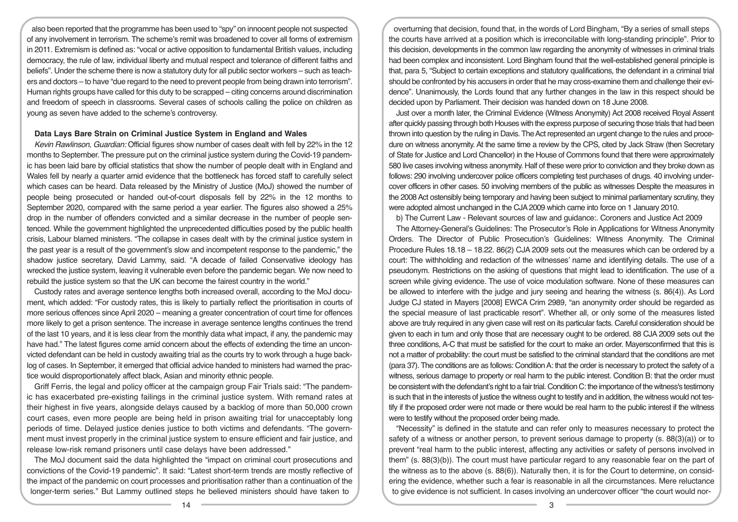also been reported that the programme has been used to "spy" on innocent people not suspected of any involvement in terrorism. The scheme's remit was broadened to cover all forms of extremism in 2011. Extremism is defined as: "vocal or active opposition to fundamental British values, including democracy, the rule of law, individual liberty and mutual respect and tolerance of different faiths and beliefs". Under the scheme there is now a statutory duty for all public sector workers – such as teachers and doctors – to have "due regard to the need to prevent people from being drawn into terrorism". Human rights groups have called for this duty to be scrapped – citing concerns around discrimination and freedom of speech in classrooms. Several cases of schools calling the police on children as young as seven have added to the scheme's controversy.

### Data Lays Bare Strain on Criminal Justice System in England and Wales

*Kevin Rawlinson, Guardian:* Official figures show number of cases dealt with fell by 22% in the 12 months to September. The pressure put on the criminal justice system during the Covid-19 pandemic has been laid bare by official statistics that show the number of people dealt with in England and Wales fell by nearly a quarter amid evidence that the bottleneck has forced staff to carefully select which cases can be heard. Data released by the Ministry of Justice (MoJ) showed the number of people being prosecuted or handed out-of-court disposals fell by 22% in the 12 months to September 2020, compared with the same period a year earlier. The figures also showed a 25% drop in the number of offenders convicted and a similar decrease in the number of people sentenced. While the government highlighted the unprecedented difficulties posed by the public health crisis, Labour blamed ministers. "The collapse in cases dealt with by the criminal justice system in the past year is a result of the government's slow and incompetent response to the pandemic," the shadow justice secretary, David Lammy, said. "A decade of failed Conservative ideology has wrecked the justice system, leaving it vulnerable even before the pandemic began. We now need to rebuild the justice system so that the UK can become the fairest country in the world."

Custody rates and average sentence lengths both increased overall, according to the MoJ document, which added: "For custody rates, this is likely to partially reflect the prioritisation in courts of more serious offences since April 2020 – meaning a greater concentration of court time for offences more likely to get a prison sentence. The increase in average sentence lengths continues the trend of the last 10 years, and it is less clear from the monthly data what impact, if any, the pandemic may have had." The latest figures come amid concern about the effects of extending the time an unconvicted defendant can be held in custody awaiting trial as the courts try to work through a huge backlog of cases. In September, it emerged that official advice handed to ministers had warned the practice would disproportionately affect black, Asian and minority ethnic people.

Griff Ferris, the legal and policy officer at the campaign group Fair Trials said: "The pandemic has exacerbated pre-existing failings in the criminal justice system. With remand rates at their highest in five years, alongside delays caused by a backlog of more than 50,000 crown court cases, even more people are being held in prison awaiting trial for unacceptably long periods of time. Delayed justice denies justice to both victims and defendants. "The government must invest properly in the criminal justice system to ensure efficient and fair justice, and release low-risk remand prisoners until case delays have been addressed."

The MoJ document said the data highlighted the "impact on criminal court prosecutions and convictions of the Covid-19 pandemic". It said: "Latest short-term trends are mostly reflective of the impact of the pandemic on court processes and prioritisation rather than a continuation of the longer-term series." But Lammy outlined steps he believed ministers should have taken to

overturning that decision, found that, in the words of Lord Bingham, "By a series of small steps the courts have arrived at a position which is irreconcilable with long-standing principle". Prior to this decision, developments in the common law regarding the anonymity of witnesses in criminal trials had been complex and inconsistent. Lord Bingham found that the well-established general principle is that, para 5, "Subject to certain exceptions and statutory qualifications, the defendant in a criminal trial should be confronted by his accusers in order that he may cross-examine them and challenge their evidence". Unanimously, the Lords found that any further changes in the law in this respect should be decided upon by Parliament. Their decision was handed down on 18 June 2008.

Just over a month later, the Criminal Evidence (Witness Anonymity) Act 2008 received Royal Assent after quickly passing through both Houses with the express purpose of securing those trials that had been thrown into question by the ruling in Davis. The Act represented an urgent change to the rules and procedure on witness anonymity. At the same time a review by the CPS, cited by Jack Straw (then Secretary of State for Justice and Lord Chancellor) in the House of Commons found that there were approximately 580 live cases involving witness anonymity. Half of these were prior to conviction and they broke down as follows: 290 involving undercover police officers completing test purchases of drugs. 40 involving undercover officers in other cases. 50 involving members of the public as witnesses Despite the measures in the 2008 Act ostensibly being temporary and having been subject to minimal parliamentary scrutiny, they were adopted almost unchanged in the CJA 2009 which came into force on 1 January 2010.

b) The Current Law - Relevant sources of law and guidance:. Coroners and Justice Act 2009

The Attorney-General's Guidelines: The Prosecutor's Role in Applications for Witness Anonymity Orders. The Director of Public Prosecution's Guidelines: Witness Anonymity. The Criminal Procedure Rules 18.18 – 18.22. 86(2) CJA 2009 sets out the measures which can be ordered by a court: The withholding and redaction of the witnesses' name and identifying details. The use of a pseudonym. Restrictions on the asking of questions that might lead to identification. The use of a screen while giving evidence. The use of voice modulation software. None of these measures can be allowed to interfere with the judge and jury seeing and hearing the witness (s. 86(4)). As Lord Judge CJ stated in Mayers [2008] EWCA Crim 2989, "an anonymity order should be regarded as the special measure of last practicable resort". Whether all, or only some of the measures listed above are truly required in any given case will rest on its particular facts. Careful consideration should be given to each in turn and only those that are necessary ought to be ordered. 88 CJA 2009 sets out the three conditions, A-C that must be satisfied for the court to make an order. Mayersconfirmed that this is not a matter of probability: the court must be satisfied to the criminal standard that the conditions are met (para 37). The conditions are as follows: Condition A: that the order is necessary to protect the safety of a witness, serious damage to property or real harm to the public interest. Condition B: that the order must be consistent with the defendant's right to a fair trial. Condition C: the importance of the witness's testimony is such that in the interests of justice the witness ought to testify and in addition, the witness would not testify if the proposed order were not made or there would be real harm to the public interest if the witness were to testify without the proposed order being made.

"Necessity" is defined in the statute and can refer only to measures necessary to protect the safety of a witness or another person, to prevent serious damage to property (s. 88(3)(a)) or to prevent "real harm to the public interest, affecting any activities or safety of persons involved in them" (s. 88(3)(b)). The court must have particular regard to any reasonable fear on the part of the witness as to the above (s. 88(6)). Naturally then, it is for the Court to determine, on considering the evidence, whether such a fear is reasonable in all the circumstances. Mere reluctance to give evidence is not sufficient. In cases involving an undercover officer "the court would nor-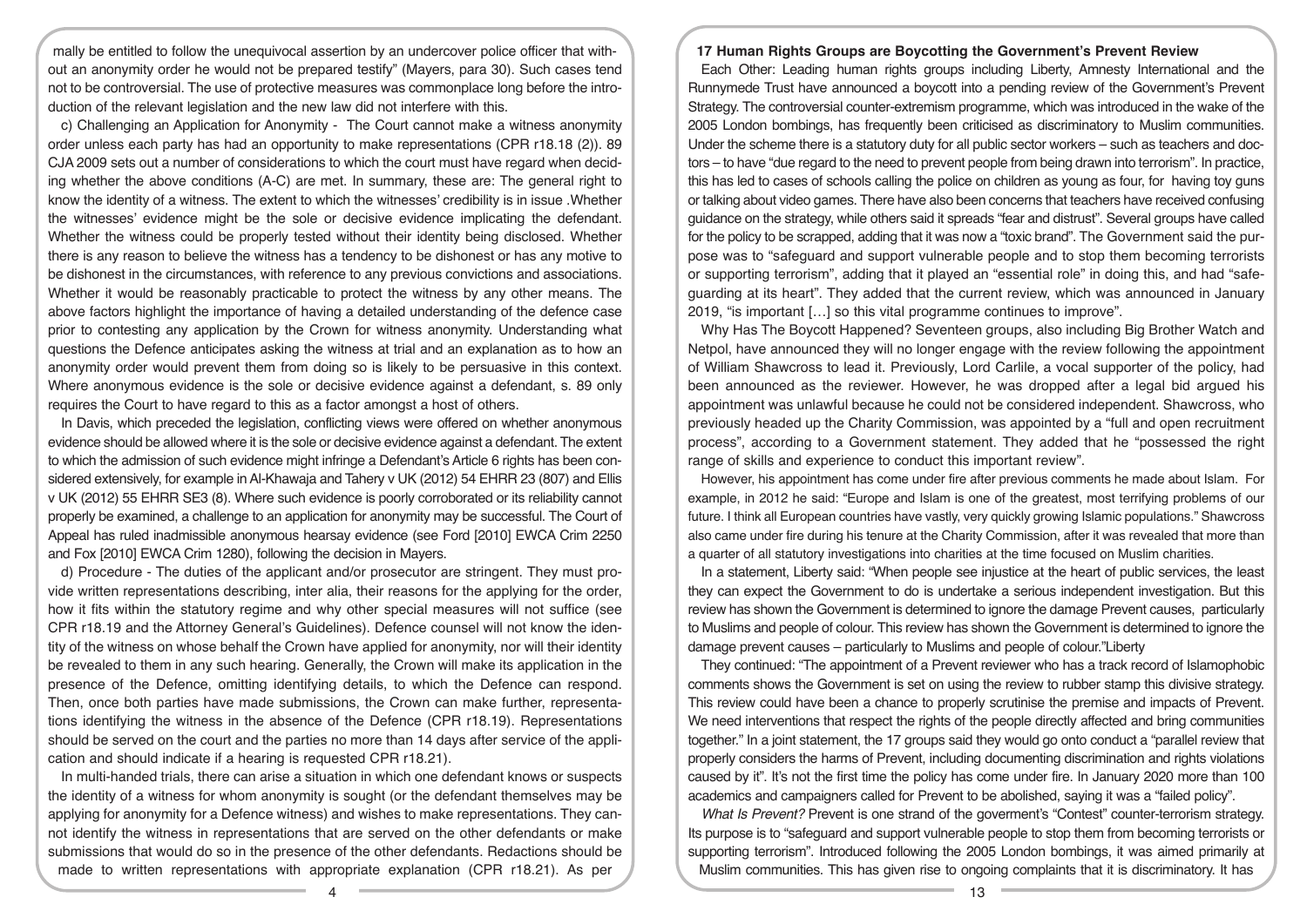mally be entitled to follow the unequivocal assertion by an undercover police officer that without an anonymity order he would not be prepared testify" (Mayers, para 30). Such cases tend not to be controversial. The use of protective measures was commonplace long before the introduction of the relevant legislation and the new law did not interfere with this.

c) Challenging an Application for Anonymity - The Court cannot make a witness anonymity order unless each party has had an opportunity to make representations (CPR r18.18 (2)). 89 CJA 2009 sets out a number of considerations to which the court must have regard when deciding whether the above conditions (A-C) are met. In summary, these are: The general right to know the identity of a witness. The extent to which the witnesses' credibility is in issue .Whether the witnesses' evidence might be the sole or decisive evidence implicating the defendant. Whether the witness could be properly tested without their identity being disclosed. Whether there is any reason to believe the witness has a tendency to be dishonest or has any motive to be dishonest in the circumstances, with reference to any previous convictions and associations. Whether it would be reasonably practicable to protect the witness by any other means. The above factors highlight the importance of having a detailed understanding of the defence case prior to contesting any application by the Crown for witness anonymity. Understanding what questions the Defence anticipates asking the witness at trial and an explanation as to how an anonymity order would prevent them from doing so is likely to be persuasive in this context. Where anonymous evidence is the sole or decisive evidence against a defendant, s. 89 only requires the Court to have regard to this as a factor amongst a host of others.

In Davis, which preceded the legislation, conflicting views were offered on whether anonymous evidence should be allowed where it is the sole or decisive evidence against a defendant. The extent to which the admission of such evidence might infringe a Defendant's Article 6 rights has been considered extensively, for example in Al-Khawaja and Tahery v UK (2012) 54 EHRR 23 (807) and Ellis v UK (2012) 55 EHRR SE3 (8). Where such evidence is poorly corroborated or its reliability cannot properly be examined, a challenge to an application for anonymity may be successful. The Court of Appeal has ruled inadmissible anonymous hearsay evidence (see Ford [2010] EWCA Crim 2250 and Fox [2010] EWCA Crim 1280), following the decision in Mayers.

d) Procedure - The duties of the applicant and/or prosecutor are stringent. They must provide written representations describing, inter alia, their reasons for the applying for the order, how it fits within the statutory regime and why other special measures will not suffice (see CPR r18.19 and the Attorney General's Guidelines). Defence counsel will not know the identity of the witness on whose behalf the Crown have applied for anonymity, nor will their identity be revealed to them in any such hearing. Generally, the Crown will make its application in the presence of the Defence, omitting identifying details, to which the Defence can respond. Then, once both parties have made submissions, the Crown can make further, representations identifying the witness in the absence of the Defence (CPR r18.19). Representations should be served on the court and the parties no more than 14 days after service of the application and should indicate if a hearing is requested CPR r18.21).

In multi-handed trials, there can arise a situation in which one defendant knows or suspects the identity of a witness for whom anonymity is sought (or the defendant themselves may be applying for anonymity for a Defence witness) and wishes to make representations. They cannot identify the witness in representations that are served on the other defendants or make submissions that would do so in the presence of the other defendants. Redactions should be made to written representations with appropriate explanation (CPR r18.21). As per

**17 Human Rights Groups are Boycotting the Government's Prevent Review**

Each Other: Leading human rights groups including Liberty, Amnesty International and the Runnymede Trust have announced a boycott into a pending review of the Government's Prevent Strategy. The controversial counter-extremism programme, which was introduced in the wake of the 2005 London bombings, has frequently been criticised as discriminatory to Muslim communities. Under the scheme there is a statutory duty for all public sector workers – such as teachers and doctors – to have "due regard to the need to prevent people from being drawn into terrorism". In practice, this has led to cases of schools calling the police on children as young as four, for having toy guns or talking about video games. There have also been concerns that teachers have received confusing guidance on the strategy, while others said it spreads "fear and distrust". Several groups have called for the policy to be scrapped, adding that it was now a "toxic brand". The Government said the purpose was to "safeguard and support vulnerable people and to stop them becoming terrorists or supporting terrorism", adding that it played an "essential role" in doing this, and had "safeguarding at its heart". They added that the current review, which was announced in January 2019, "is important […] so this vital programme continues to improve".

Why Has The Boycott Happened? Seventeen groups, also including Big Brother Watch and Netpol, have announced they will no longer engage with the review following the appointment of William Shawcross to lead it. Previously, Lord Carlile, a vocal supporter of the policy, had been announced as the reviewer. However, he was dropped after a legal bid argued his appointment was unlawful because he could not be considered independent. Shawcross, who previously headed up the Charity Commission, was appointed by a "full and open recruitment process", according to a Government statement. They added that he "possessed the right range of skills and experience to conduct this important review".

However, his appointment has come under fire after previous comments he made about Islam. For example, in 2012 he said: "Europe and Islam is one of the greatest, most terrifying problems of our future. I think all European countries have vastly, very quickly growing Islamic populations." Shawcross also came under fire during his tenure at the Charity Commission, after it was revealed that more than a quarter of all statutory investigations into charities at the time focused on Muslim charities.

In a statement, Liberty said: "When people see injustice at the heart of public services, the least they can expect the Government to do is undertake a serious independent investigation. But this review has shown the Government is determined to ignore the damage Prevent causes, particularly to Muslims and people of colour. This review has shown the Government is determined to ignore the damage prevent causes – particularly to Muslims and people of colour."Liberty

They continued: "The appointment of a Prevent reviewer who has a track record of Islamophobic comments shows the Government is set on using the review to rubber stamp this divisive strategy. This review could have been a chance to properly scrutinise the premise and impacts of Prevent. We need interventions that respect the rights of the people directly affected and bring communities together." In a joint statement, the 17 groups said they would go onto conduct a "parallel review that properly considers the harms of Prevent, including documenting discrimination and rights violations caused by it". It's not the first time the policy has come under fire. In January 2020 more than 100 academics and campaigners called for Prevent to be abolished, saying it was a "failed policy".

*What Is Prevent?* Prevent is one strand of the goverment's "Contest" counter-terrorism strategy. Its purpose is to "safeguard and support vulnerable people to stop them from becoming terrorists or supporting terrorism". Introduced following the 2005 London bombings, it was aimed primarily at Muslim communities. This has given rise to ongoing complaints that it is discriminatory. It has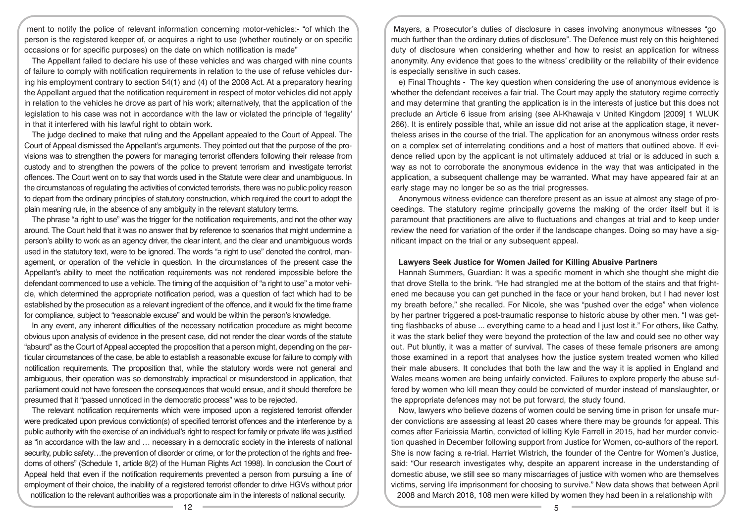ment to notify the police of relevant information concerning motor-vehicles:- "of which the person is the registered keeper of, or acquires a right to use (whether routinely or on specific occasions or for specific purposes) on the date on which notification is made"

The Appellant failed to declare his use of these vehicles and was charged with nine counts of failure to comply with notification requirements in relation to the use of refuse vehicles during his employment contrary to section 54(1) and (4) of the 2008 Act. At a preparatory hearing the Appellant argued that the notification requirement in respect of motor vehicles did not apply in relation to the vehicles he drove as part of his work; alternatively, that the application of the legislation to his case was not in accordance with the law or violated the principle of 'legality' in that it interfered with his lawful right to obtain work.

The judge declined to make that ruling and the Appellant appealed to the Court of Appeal. The Court of Appeal dismissed the Appellant's arguments. They pointed out that the purpose of the provisions was to strengthen the powers for managing terrorist offenders following their release from custody and to strengthen the powers of the police to prevent terrorism and investigate terrorist offences. The Court went on to say that words used in the Statute were clear and unambiguous. In the circumstances of regulating the activities of convicted terrorists, there was no public policy reason to depart from the ordinary principles of statutory construction, which required the court to adopt the plain meaning rule, in the absence of any ambiguity in the relevant statutory terms.

The phrase "a right to use" was the trigger for the notification requirements, and not the other way around. The Court held that it was no answer that by reference to scenarios that might undermine a person's ability to work as an agency driver, the clear intent, and the clear and unambiguous words used in the statutory text, were to be ignored. The words "a right to use" denoted the control, management, or operation of the vehicle in question. In the circumstances of the present case the Appellant's ability to meet the notification requirements was not rendered impossible before the defendant commenced to use a vehicle. The timing of the acquisition of "a right to use" a motor vehicle, which determined the appropriate notification period, was a question of fact which had to be established by the prosecution as a relevant ingredient of the offence, and it would fix the time frame for compliance, subject to "reasonable excuse" and would be within the person's knowledge.

In any event, any inherent difficulties of the necessary notification procedure as might become obvious upon analysis of evidence in the present case, did not render the clear words of the statute "absurd" as the Court of Appeal accepted the proposition that a person might, depending on the particular circumstances of the case, be able to establish a reasonable excuse for failure to comply with notification requirements. The proposition that, while the statutory words were not general and ambiguous, their operation was so demonstrably impractical or misunderstood in application, that parliament could not have foreseen the consequences that would ensue, and it should therefore be presumed that it "passed unnoticed in the democratic process" was to be rejected.

The relevant notification requirements which were imposed upon a registered terrorist offender were predicated upon previous conviction(s) of specified terrorist offences and the interference by a public authority with the exercise of an individual's right to respect for family or private life was justified as "in accordance with the law and … necessary in a democratic society in the interests of national security, public safety…the prevention of disorder or crime, or for the protection of the rights and freedoms of others" (Schedule 1, article 8(2) of the Human Rights Act 1998). In conclusion the Court of Appeal held that even if the notification requirements prevented a person from pursuing a line of employment of their choice, the inability of a registered terrorist offender to drive HGVs without prior notification to the relevant authorities was a proportionate aim in the interests of national security.

Mayers, a Prosecutor's duties of disclosure in cases involving anonymous witnesses "go much further than the ordinary duties of disclosure". The Defence must rely on this heightened duty of disclosure when considering whether and how to resist an application for witness anonymity. Any evidence that goes to the witness' credibility or the reliability of their evidence is especially sensitive in such cases.

e) Final Thoughts - The key question when considering the use of anonymous evidence is whether the defendant receives a fair trial. The Court may apply the statutory regime correctly and may determine that granting the application is in the interests of justice but this does not preclude an Article 6 issue from arising (see Al-Khawaja v United Kingdom [2009] 1 WLUK 266). It is entirely possible that, while an issue did not arise at the application stage, it nevertheless arises in the course of the trial. The application for an anonymous witness order rests on a complex set of interrelating conditions and a host of matters that outlined above. If evidence relied upon by the applicant is not ultimately adduced at trial or is adduced in such a way as not to corroborate the anonymous evidence in the way that was anticipated in the application, a subsequent challenge may be warranted. What may have appeared fair at an early stage may no longer be so as the trial progresses.

Anonymous witness evidence can therefore present as an issue at almost any stage of proceedings. The statutory regime principally governs the making of the order itself but it is paramount that practitioners are alive to fluctuations and changes at trial and to keep under review the need for variation of the order if the landscape changes. Doing so may have a significant impact on the trial or any subsequent appeal.

**Lawyers Seek Justice for Women Jailed for Killing Abusive Partners**

Hannah Summers, Guardian: It was a specific moment in which she thought she might die that drove Stella to the brink. "He had strangled me at the bottom of the stairs and that frightened me because you can get punched in the face or your hand broken, but I had never lost my breath before," she recalled. For Nicole, she was "pushed over the edge" when violence by her partner triggered a post-traumatic response to historic abuse by other men. "I was getting flashbacks of abuse ... everything came to a head and I just lost it." For others, like Cathy, it was the stark belief they were beyond the protection of the law and could see no other way out. Put bluntly, it was a matter of survival. The cases of these female prisoners are among those examined in a report that analyses how the justice system treated women who killed their male abusers. It concludes that both the law and the way it is applied in England and Wales means women are being unfairly convicted. Failures to explore properly the abuse suffered by women who kill mean they could be convicted of murder instead of manslaughter, or the appropriate defences may not be put forward, the study found.

Now, lawyers who believe dozens of women could be serving time in prison for unsafe murder convictions are assessing at least 20 cases where there may be grounds for appeal. This comes after Farieissia Martin, convicted of killing Kyle Farrell in 2015, had her murder conviction quashed in December following support from Justice for Women, co-authors of the report. She is now facing a re-trial. Harriet Wistrich, the founder of the Centre for Women's Justice, said: "Our research investigates why, despite an apparent increase in the understanding of domestic abuse, we still see so many miscarriages of justice with women who are themselves victims, serving life imprisonment for choosing to survive." New data shows that between April 2008 and March 2018, 108 men were killed by women they had been in a relationship with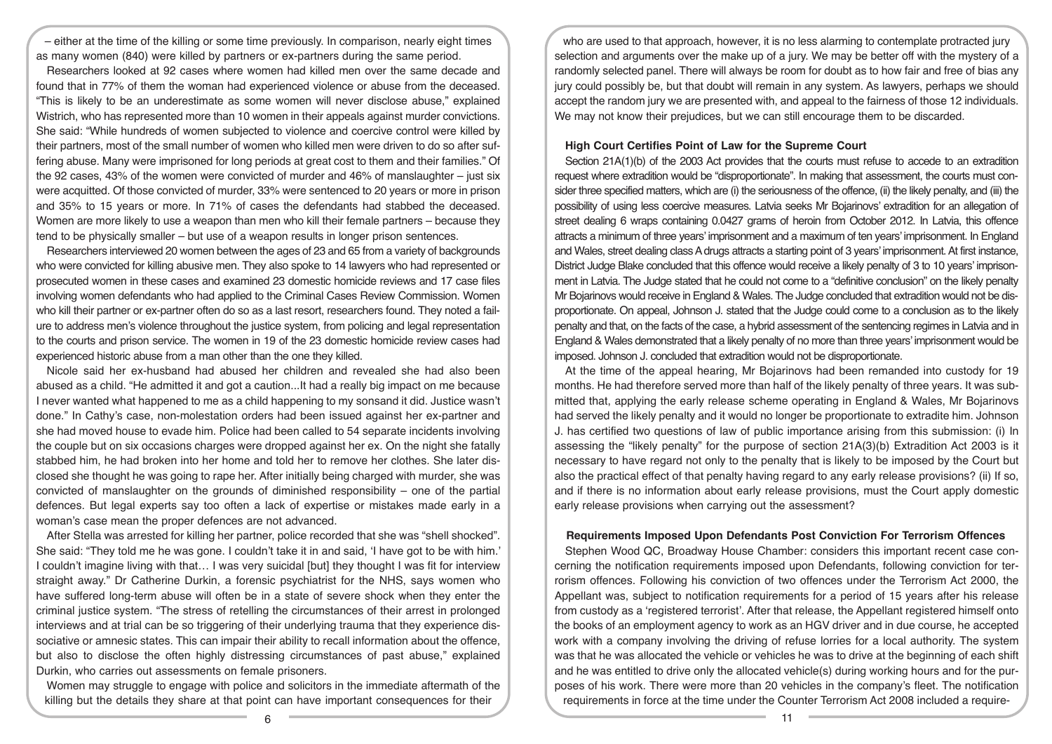– either at the time of the killing or some time previously. In comparison, nearly eight times as many women (840) were killed by partners or ex-partners during the same period.

Researchers looked at 92 cases where women had killed men over the same decade and found that in 77% of them the woman had experienced violence or abuse from the deceased. "This is likely to be an underestimate as some women will never disclose abuse," explained Wistrich, who has represented more than 10 women in their appeals against murder convictions. She said: "While hundreds of women subjected to violence and coercive control were killed by their partners, most of the small number of women who killed men were driven to do so after suffering abuse. Many were imprisoned for long periods at great cost to them and their families." Of the 92 cases, 43% of the women were convicted of murder and 46% of manslaughter – just six were acquitted. Of those convicted of murder, 33% were sentenced to 20 years or more in prison and 35% to 15 years or more. In 71% of cases the defendants had stabbed the deceased. Women are more likely to use a weapon than men who kill their female partners – because they tend to be physically smaller – but use of a weapon results in longer prison sentences.

Researchers interviewed 20 women between the ages of 23 and 65 from a variety of backgrounds who were convicted for killing abusive men. They also spoke to 14 lawyers who had represented or prosecuted women in these cases and examined 23 domestic homicide reviews and 17 case files involving women defendants who had applied to the Criminal Cases Review Commission. Women who kill their partner or ex-partner often do so as a last resort, researchers found. They noted a failure to address men's violence throughout the justice system, from policing and legal representation to the courts and prison service. The women in 19 of the 23 domestic homicide review cases had experienced historic abuse from a man other than the one they killed.

Nicole said her ex-husband had abused her children and revealed she had also been abused as a child. "He admitted it and got a caution...It had a really big impact on me because I never wanted what happened to me as a child happening to my sonsand it did. Justice wasn't done." In Cathy's case, non-molestation orders had been issued against her ex-partner and she had moved house to evade him. Police had been called to 54 separate incidents involving the couple but on six occasions charges were dropped against her ex. On the night she fatally stabbed him, he had broken into her home and told her to remove her clothes. She later disclosed she thought he was going to rape her. After initially being charged with murder, she was convicted of manslaughter on the grounds of diminished responsibility – one of the partial defences. But legal experts say too often a lack of expertise or mistakes made early in a woman's case mean the proper defences are not advanced.

After Stella was arrested for killing her partner, police recorded that she was "shell shocked". She said: "They told me he was gone. I couldn't take it in and said, 'I have got to be with him.' I couldn't imagine living with that… I was very suicidal [but] they thought I was fit for interview straight away." Dr Catherine Durkin, a forensic psychiatrist for the NHS, says women who have suffered long-term abuse will often be in a state of severe shock when they enter the criminal justice system. "The stress of retelling the circumstances of their arrest in prolonged interviews and at trial can be so triggering of their underlying trauma that they experience dissociative or amnesic states. This can impair their ability to recall information about the offence, but also to disclose the often highly distressing circumstances of past abuse," explained Durkin, who carries out assessments on female prisoners.

Women may struggle to engage with police and solicitors in the immediate aftermath of the killing but the details they share at that point can have important consequences for their

who are used to that approach, however, it is no less alarming to contemplate protracted jury selection and arguments over the make up of a jury. We may be better off with the mystery of a randomly selected panel. There will always be room for doubt as to how fair and free of bias any jury could possibly be, but that doubt will remain in any system. As lawyers, perhaps we should accept the random jury we are presented with, and appeal to the fairness of those 12 individuals. We may not know their prejudices, but we can still encourage them to be discarded.

### High Court Certifies Point of Law for the Supreme Court

Section 21A(1)(b) of the 2003 Act provides that the courts must refuse to accede to an extradition request where extradition would be "disproportionate". In making that assessment, the courts must consider three specified matters, which are (i) the seriousness of the offence, (ii) the likely penalty, and (iii) the possibility of using less coercive measures. Latvia seeks Mr Bojarinovs' extradition for an allegation of street dealing 6 wraps containing 0.0427 grams of heroin from October 2012. In Latvia, this offence attracts a minimum of three years' imprisonment and a maximum of ten years' imprisonment. In England and Wales, street dealing class A drugs attracts a starting point of 3 years' imprisonment. At first instance, District Judge Blake concluded that this offence would receive a likely penalty of 3 to 10 years' imprisonment in Latvia. The Judge stated that he could not come to a "definitive conclusion" on the likely penalty Mr Bojarinovs would receive in England & Wales. The Judge concluded that extradition would not be disproportionate. On appeal, Johnson J. stated that the Judge could come to a conclusion as to the likely penalty and that, on the facts of the case, a hybrid assessment of the sentencing regimes in Latvia and in England & Wales demonstrated that a likely penalty of no more than three years' imprisonment would be imposed. Johnson J. concluded that extradition would not be disproportionate.

At the time of the appeal hearing, Mr Bojarinovs had been remanded into custody for 19 months. He had therefore served more than half of the likely penalty of three years. It was submitted that, applying the early release scheme operating in England & Wales, Mr Bojarinovs had served the likely penalty and it would no longer be proportionate to extradite him. Johnson J. has certified two questions of law of public importance arising from this submission: (i) In assessing the "likely penalty" for the purpose of section 21A(3)(b) Extradition Act 2003 is it necessary to have regard not only to the penalty that is likely to be imposed by the Court but also the practical effect of that penalty having regard to any early release provisions? (ii) If so, and if there is no information about early release provisions, must the Court apply domestic early release provisions when carrying out the assessment?

### Requirements Imposed Upon Defendants Post Conviction For Terrorism Offences

Stephen Wood QC, Broadway House Chamber: considers this important recent case concerning the notification requirements imposed upon Defendants, following conviction for terrorism offences. Following his conviction of two offences under the Terrorism Act 2000, the Appellant was, subject to notification requirements for a period of 15 years after his release from custody as a 'registered terrorist'. After that release, the Appellant registered himself onto the books of an employment agency to work as an HGV driver and in due course, he accepted work with a company involving the driving of refuse lorries for a local authority. The system was that he was allocated the vehicle or vehicles he was to drive at the beginning of each shift and he was entitled to drive only the allocated vehicle(s) during working hours and for the purposes of his work. There were more than 20 vehicles in the company's fleet. The notification requirements in force at the time under the Counter Terrorism Act 2008 included a require-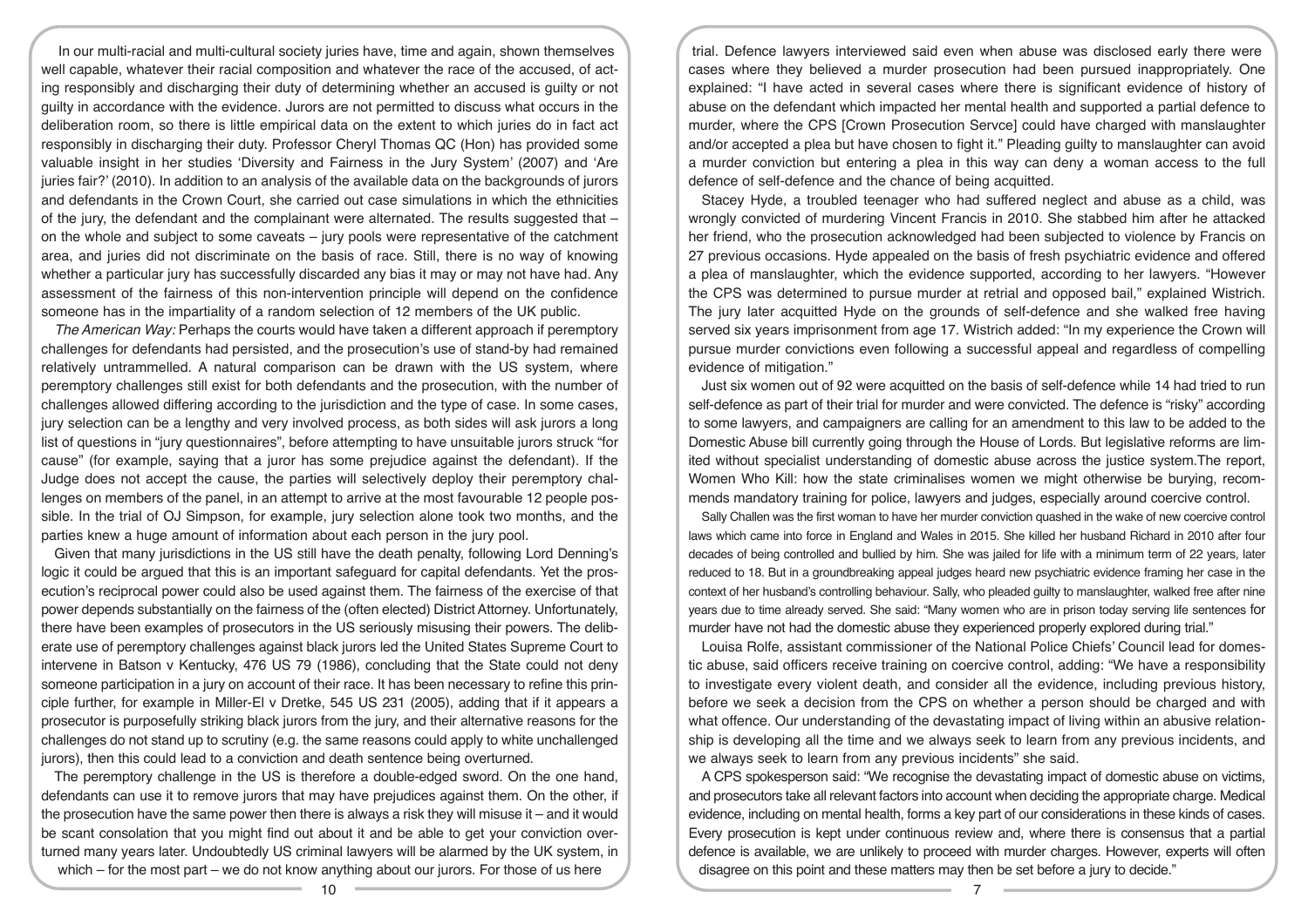In our multi-racial and multi-cultural society juries have, time and again, shown themselves well capable, whatever their racial composition and whatever the race of the accused, of acting responsibly and discharging their duty of determining whether an accused is guilty or not guilty in accordance with the evidence. Jurors are not permitted to discuss what occurs in the deliberation room, so there is little empirical data on the extent to which juries do in fact act responsibly in discharging their duty. Professor Cheryl Thomas QC (Hon) has provided some valuable insight in her studies 'Diversity and Fairness in the Jury System' (2007) and 'Are juries fair?' (2010). In addition to an analysis of the available data on the backgrounds of jurors and defendants in the Crown Court, she carried out case simulations in which the ethnicities of the jury, the defendant and the complainant were alternated. The results suggested that – on the whole and subject to some caveats – jury pools were representative of the catchment area, and juries did not discriminate on the basis of race. Still, there is no way of knowing whether a particular jury has successfully discarded any bias it may or may not have had. Any assessment of the fairness of this non-intervention principle will depend on the confidence someone has in the impartiality of a random selection of 12 members of the UK public.

*The American Way:* Perhaps the courts would have taken a different approach if peremptory challenges for defendants had persisted, and the prosecution's use of stand-by had remained relatively untrammelled. A natural comparison can be drawn with the US system, where peremptory challenges still exist for both defendants and the prosecution, with the number of challenges allowed differing according to the jurisdiction and the type of case. In some cases, jury selection can be a lengthy and very involved process, as both sides will ask jurors a long list of questions in "jury questionnaires", before attempting to have unsuitable jurors struck "for cause" (for example, saying that a juror has some prejudice against the defendant). If the Judge does not accept the cause, the parties will selectively deploy their peremptory challenges on members of the panel, in an attempt to arrive at the most favourable 12 people possible. In the trial of OJ Simpson, for example, jury selection alone took two months, and the parties knew a huge amount of information about each person in the jury pool.

Given that many jurisdictions in the US still have the death penalty, following Lord Denning's logic it could be argued that this is an important safeguard for capital defendants. Yet the prosecution's reciprocal power could also be used against them. The fairness of the exercise of that power depends substantially on the fairness of the (often elected) District Attorney. Unfortunately, there have been examples of prosecutors in the US seriously misusing their powers. The deliberate use of peremptory challenges against black jurors led the United States Supreme Court to intervene in Batson v Kentucky, 476 US 79 (1986), concluding that the State could not deny someone participation in a jury on account of their race. It has been necessary to refine this principle further, for example in Miller-El v Dretke, 545 US 231 (2005), adding that if it appears a prosecutor is purposefully striking black jurors from the jury, and their alternative reasons for the challenges do not stand up to scrutiny (e.g. the same reasons could apply to white unchallenged jurors), then this could lead to a conviction and death sentence being overturned.

The peremptory challenge in the US is therefore a double-edged sword. On the one hand, defendants can use it to remove jurors that may have prejudices against them. On the other, if the prosecution have the same power then there is always a risk they will misuse it – and it would be scant consolation that you might find out about it and be able to get your conviction overturned many years later. Undoubtedly US criminal lawyers will be alarmed by the UK system, in which – for the most part – we do not know anything about our jurors. For those of us here

trial. Defence lawyers interviewed said even when abuse was disclosed early there were cases where they believed a murder prosecution had been pursued inappropriately. One explained: "I have acted in several cases where there is significant evidence of history of abuse on the defendant which impacted her mental health and supported a partial defence to murder, where the CPS [Crown Prosecution Servce] could have charged with manslaughter and/or accepted a plea but have chosen to fight it." Pleading guilty to manslaughter can avoid a murder conviction but entering a plea in this way can deny a woman access to the full defence of self-defence and the chance of being acquitted.

Stacey Hyde, a troubled teenager who had suffered neglect and abuse as a child, was wrongly convicted of murdering Vincent Francis in 2010. She stabbed him after he attacked her friend, who the prosecution acknowledged had been subjected to violence by Francis on 27 previous occasions. Hyde appealed on the basis of fresh psychiatric evidence and offered a plea of manslaughter, which the evidence supported, according to her lawyers. "However the CPS was determined to pursue murder at retrial and opposed bail," explained Wistrich. The jury later acquitted Hyde on the grounds of self-defence and she walked free having served six years imprisonment from age 17. Wistrich added: "In my experience the Crown will pursue murder convictions even following a successful appeal and regardless of compelling evidence of mitigation."

Just six women out of 92 were acquitted on the basis of self-defence while 14 had tried to run self-defence as part of their trial for murder and were convicted. The defence is "risky" according to some lawyers, and campaigners are calling for an amendment to this law to be added to the Domestic Abuse bill currently going through the House of Lords. But legislative reforms are limited without specialist understanding of domestic abuse across the justice system.The report, Women Who Kill: how the state criminalises women we might otherwise be burying, recommends mandatory training for police, lawyers and judges, especially around coercive control.

Sally Challen was the first woman to have her murder conviction quashed in the wake of new coercive control laws which came into force in England and Wales in 2015. She killed her husband Richard in 2010 after four decades of being controlled and bullied by him. She was jailed for life with a minimum term of 22 years, later reduced to 18. But in a groundbreaking appeal judges heard new psychiatric evidence framing her case in the context of her husband's controlling behaviour. Sally, who pleaded guilty to manslaughter, walked free after nine years due to time already served. She said: "Many women who are in prison today serving life sentences for murder have not had the domestic abuse they experienced properly explored during trial."

Louisa Rolfe, assistant commissioner of the National Police Chiefs' Council lead for domestic abuse, said officers receive training on coercive control, adding: "We have a responsibility to investigate every violent death, and consider all the evidence, including previous history, before we seek a decision from the CPS on whether a person should be charged and with what offence. Our understanding of the devastating impact of living within an abusive relationship is developing all the time and we always seek to learn from any previous incidents, and we always seek to learn from any previous incidents" she said.

A CPS spokesperson said: "We recognise the devastating impact of domestic abuse on victims, and prosecutors take all relevant factors into account when deciding the appropriate charge. Medical evidence, including on mental health, forms a key part of our considerations in these kinds of cases. Every prosecution is kept under continuous review and, where there is consensus that a partial defence is available, we are unlikely to proceed with murder charges. However, experts will often disagree on this point and these matters may then be set before a jury to decide."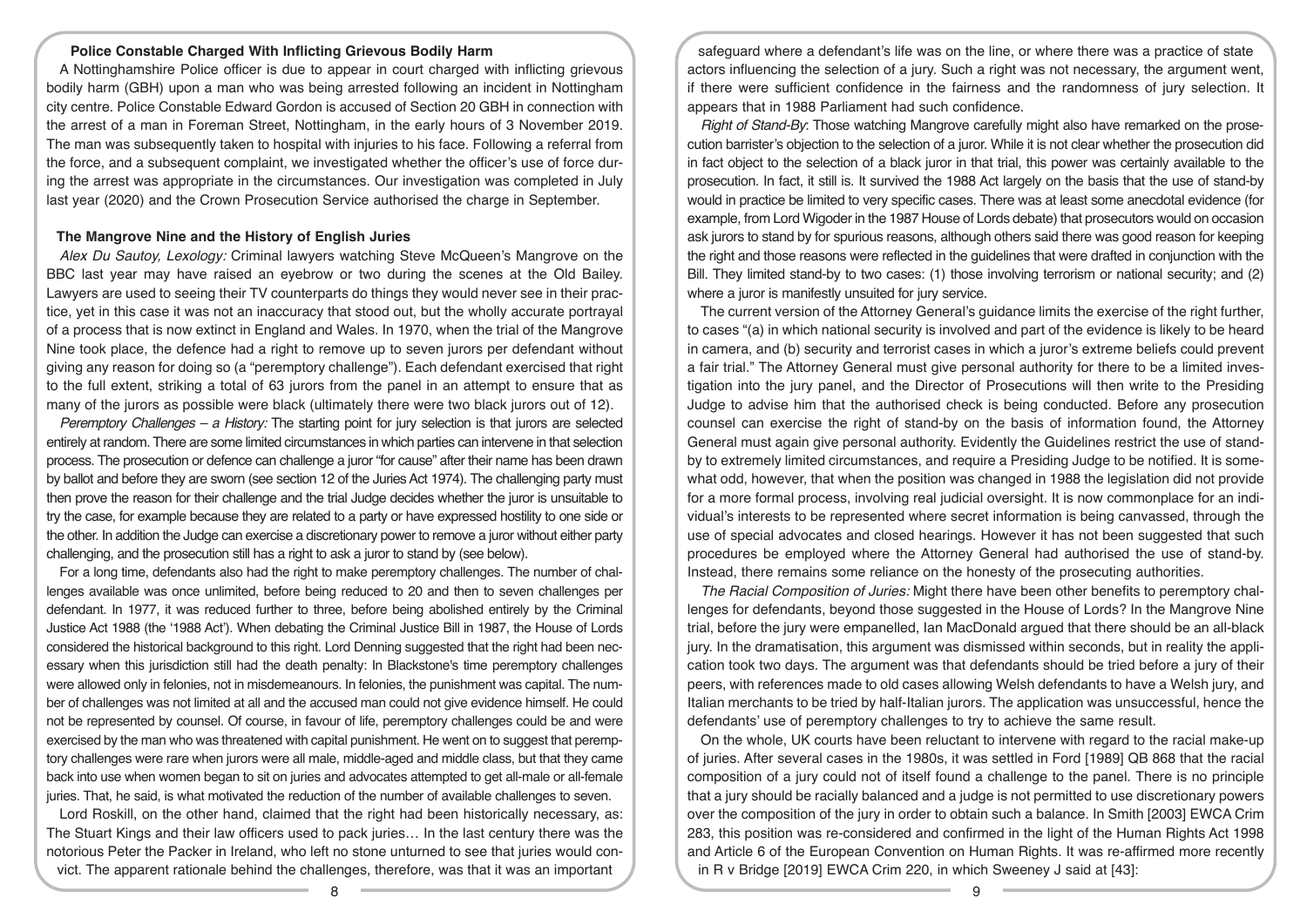## Police Constable Charged With Inflicting Grievous Bodily Harm

A Nottinghamshire Police officer is due to appear in court charged with inflicting grievous bodily harm (GBH) upon a man who was being arrested following an incident in Nottingham city centre. Police Constable Edward Gordon is accused of Section 20 GBH in connection with the arrest of a man in Foreman Street, Nottingham, in the early hours of 3 November 2019. The man was subsequently taken to hospital with injuries to his face. Following a referral from the force, and a subsequent complaint, we investigated whether the officer's use of force during the arrest was appropriate in the circumstances. Our investigation was completed in July last year (2020) and the Crown Prosecution Service authorised the charge in September.

## The Mangrove Nine and the History of English Juries

*Alex Du Sautoy, Lexology:* Criminal lawyers watching Steve McQueen's Mangrove on the BBC last year may have raised an eyebrow or two during the scenes at the Old Bailey. Lawyers are used to seeing their TV counterparts do things they would never see in their practice, yet in this case it was not an inaccuracy that stood out, but the wholly accurate portrayal of a process that is now extinct in England and Wales. In 1970, when the trial of the Mangrove Nine took place, the defence had a right to remove up to seven jurors per defendant without giving any reason for doing so (a "peremptory challenge"). Each defendant exercised that right to the full extent, striking a total of 63 jurors from the panel in an attempt to ensure that as many of the jurors as possible were black (ultimately there were two black jurors out of 12).

*Peremptory Challenges – a History:* The starting point for jury selection is that jurors are selected entirely at random. There are some limited circumstances in which parties can intervene in that selection process. The prosecution or defence can challenge a juror "for cause" after their name has been drawn by ballot and before they are sworn (see section 12 of the Juries Act 1974). The challenging party must then prove the reason for their challenge and the trial Judge decides whether the juror is unsuitable to try the case, for example because they are related to a party or have expressed hostility to one side or the other. In addition the Judge can exercise a discretionary power to remove a juror without either party challenging, and the prosecution still has a right to ask a juror to stand by (see below).

For a long time, defendants also had the right to make peremptory challenges. The number of challenges available was once unlimited, before being reduced to 20 and then to seven challenges per defendant. In 1977, it was reduced further to three, before being abolished entirely by the Criminal Justice Act 1988 (the '1988 Act'). When debating the Criminal Justice Bill in 1987, the House of Lords considered the historical background to this right. Lord Denning suggested that the right had been necessary when this jurisdiction still had the death penalty: In Blackstone's time peremptory challenges were allowed only in felonies, not in misdemeanours. In felonies, the punishment was capital. The number of challenges was not limited at all and the accused man could not give evidence himself. He could not be represented by counsel. Of course, in favour of life, peremptory challenges could be and were exercised by the man who was threatened with capital punishment. He went on to suggest that peremptory challenges were rare when jurors were all male, middle-aged and middle class, but that they came back into use when women began to sit on juries and advocates attempted to get all-male or all-female juries. That, he said, is what motivated the reduction of the number of available challenges to seven.

Lord Roskill, on the other hand, claimed that the right had been historically necessary, as: The Stuart Kings and their law officers used to pack juries… In the last century there was the notorious Peter the Packer in Ireland, who left no stone unturned to see that juries would convict. The apparent rationale behind the challenges, therefore, was that it was an important safeguard where a defendant's life was on the line, or where there was a practice of state actors influencing the selection of a jury. Such a right was not necessary, the argument went, if there were sufficient confidence in the fairness and the randomness of jury selection. It appears that in 1988 Parliament had such confidence.

*Right of Stand-By*: Those watching Mangrove carefully might also have remarked on the prosecution barrister's objection to the selection of a juror. While it is not clear whether the prosecution did in fact object to the selection of a black juror in that trial, this power was certainly available to the prosecution. In fact, it still is. It survived the 1988 Act largely on the basis that the use of stand-by would in practice be limited to very specific cases. There was at least some anecdotal evidence (for example, from Lord Wigoder in the 1987 House of Lords debate) that prosecutors would on occasion ask jurors to stand by for spurious reasons, although others said there was good reason for keeping the right and those reasons were reflected in the guidelines that were drafted in conjunction with the Bill. They limited stand-by to two cases: (1) those involving terrorism or national security; and (2) where a juror is manifestly unsuited for jury service.

The current version of the Attorney General's guidance limits the exercise of the right further, to cases "(a) in which national security is involved and part of the evidence is likely to be heard in camera, and (b) security and terrorist cases in which a juror's extreme beliefs could prevent a fair trial." The Attorney General must give personal authority for there to be a limited investigation into the jury panel, and the Director of Prosecutions will then write to the Presiding Judge to advise him that the authorised check is being conducted. Before any prosecution counsel can exercise the right of stand-by on the basis of information found, the Attorney General must again give personal authority. Evidently the Guidelines restrict the use of stand-by to extremely limited circumstances, and require a Presiding Judge to be notified. It is somewhat odd, however, that when the position was changed in 1988 the legislation did not provide for a more formal process, involving real judicial oversight. It is now commonplace for an individual's interests to be represented where secret information is being canvassed, through the use of special advocates and closed hearings. However it has not been suggested that such procedures be employed where the Attorney General had authorised the use of stand-by. Instead, there remains some reliance on the honesty of the prosecuting authorities.

*The Racial Composition of Juries:* Might there have been other benefits to peremptory challenges for defendants, beyond those suggested in the House of Lords? In the Mangrove Nine trial, before the jury were empanelled, Ian MacDonald argued that there should be an all-black jury. In the dramatisation, this argument was dismissed within seconds, but in reality the application took two days. The argument was that defendants should be tried before a jury of their peers, with references made to old cases allowing Welsh defendants to have a Welsh jury, and Italian merchants to be tried by half-Italian jurors. The application was unsuccessful, hence the defendants' use of peremptory challenges to try to achieve the same result.

On the whole, UK courts have been reluctant to intervene with regard to the racial make-up of juries. After several cases in the 1980s, it was settled in Ford [1989] QB 868 that the racial composition of a jury could not of itself found a challenge to the panel. There is no principle that a jury should be racially balanced and a judge is not permitted to use discretionary powers over the composition of the jury in order to obtain such a balance. In Smith [2003] EWCA Crim 283, this position was re-considered and confirmed in the light of the Human Rights Act 1998 and Article 6 of the European Convention on Human Rights. It was re-affirmed more recently in R v Bridge [2019] EWCA Crim 220, in which Sweeney J said at [43]: